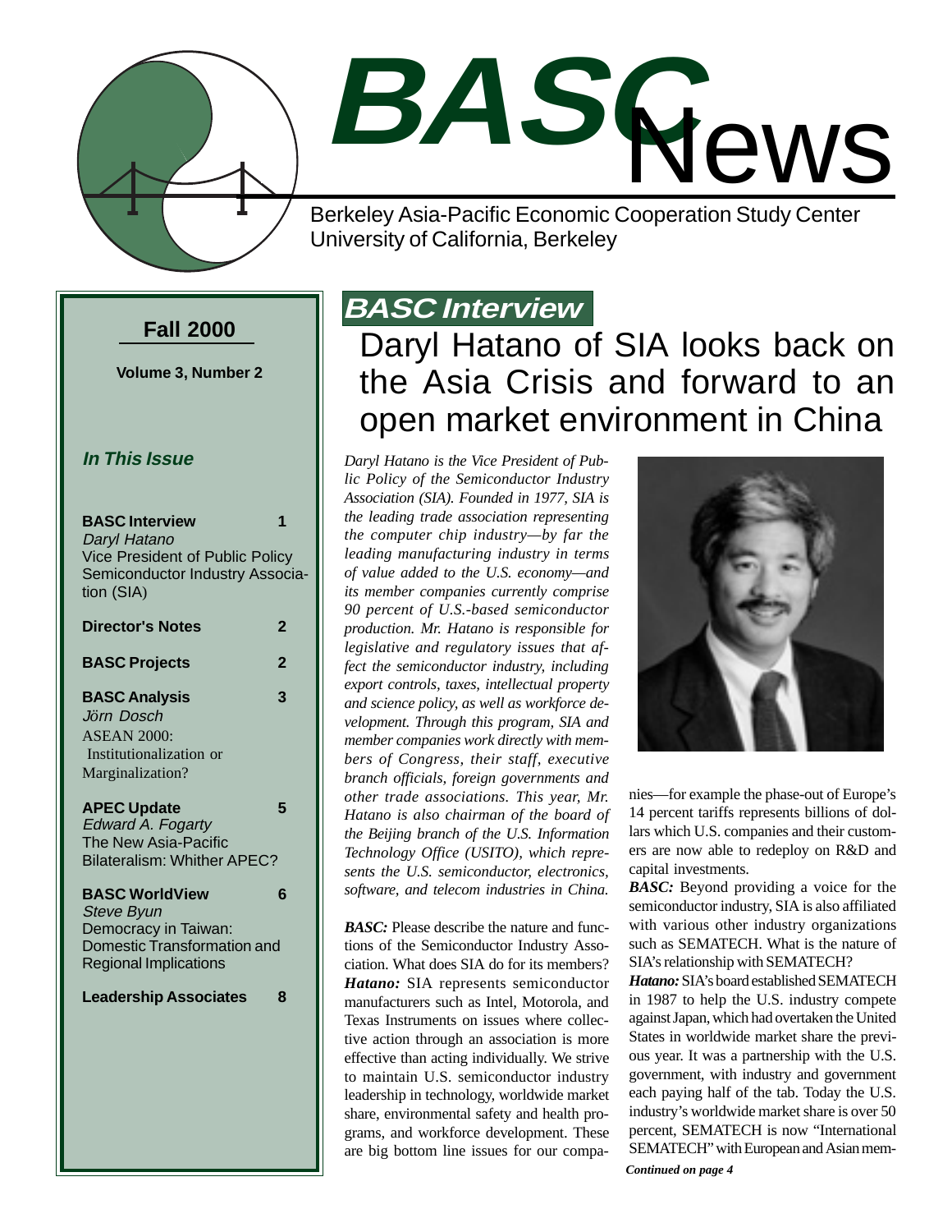# BASC News

Berkeley Asia-Pacific Economic Cooperation Study Center
University of California, Berkeley

**Fall 2000**

**Volume 3, Number 2**

***In This Issue***

**BASC Interview** **1**
*Daryl Hatano*
Vice President of Public Policy
Semiconductor Industry Association (SIA)

**Director's Notes** **2**

**BASC Projects** **2**

**BASC Analysis** **3**
*Jörn Dosch*
ASEAN 2000:
Institutionalization or Marginalization?

**APEC Update** **5**
*Edward A. Fogarty*
The New Asia-Pacific Bilateralism: Whither APEC?

**BASC WorldView** **6**
*Steve Byun*
Democracy in Taiwan: Domestic Transformation and Regional Implications

**Leadership Associates** **8**

## BASC Interview

# Daryl Hatano of SIA looks back on the Asia Crisis and forward to an open market environment in China

*Daryl Hatano is the Vice President of Public Policy of the Semiconductor Industry Association (SIA). Founded in 1977, SIA is the leading trade association representing the computer chip industry—by far the leading manufacturing industry in terms of value added to the U.S. economy—and its member companies currently comprise 90 percent of U.S.-based semiconductor production. Mr. Hatano is responsible for legislative and regulatory issues that affect the semiconductor industry, including export controls, taxes, intellectual property and science policy, as well as workforce development. Through this program, SIA and member companies work directly with members of Congress, their staff, executive branch officials, foreign governments and other trade associations. This year, Mr. Hatano is also chairman of the board of the Beijing branch of the U.S. Information Technology Office (USITO), which represents the U.S. semiconductor, electronics, software, and telecom industries in China.*

***BASC:*** Please describe the nature and functions of the Semiconductor Industry Association. What does SIA do for its members?

***Hatano:*** SIA represents semiconductor manufacturers such as Intel, Motorola, and Texas Instruments on issues where collective action through an association is more effective than acting individually. We strive to maintain U.S. semiconductor industry leadership in technology, worldwide market share, environmental safety and health programs, and workforce development. These are big bottom line issues for our companies—for example the phase-out of Europe's 14 percent tariffs represents billions of dollars which U.S. companies and their customers are now able to redeploy on R&D and capital investments.

***BASC:*** Beyond providing a voice for the semiconductor industry, SIA is also affiliated with various other industry organizations such as SEMATECH. What is the nature of SIA's relationship with SEMATECH?

***Hatano:*** SIA's board established SEMATECH in 1987 to help the U.S. industry compete against Japan, which had overtaken the United States in worldwide market share the previous year. It was a partnership with the U.S. government, with industry and government each paying half of the tab. Today the U.S. industry's worldwide market share is over 50 percent, SEMATECH is now "International SEMATECH" with European and Asian mem-

***Continued on page 4***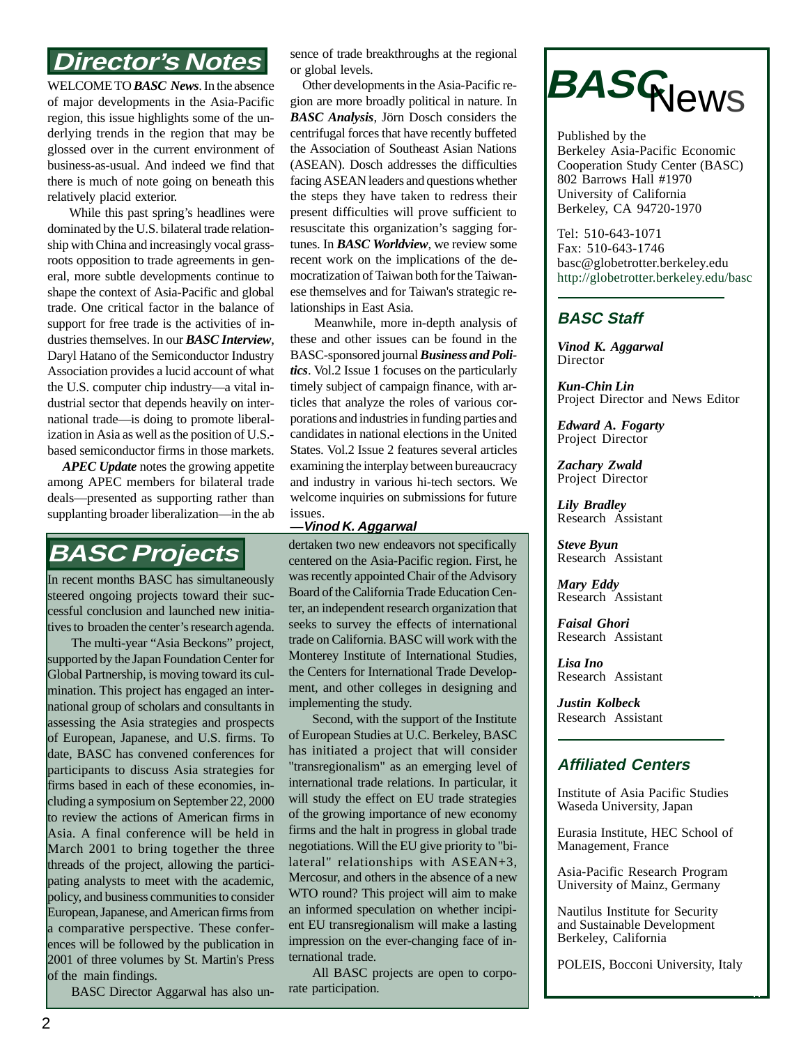## Director's Notes

WELCOME TO ***BASC News***. In the absence of major developments in the Asia-Pacific region, this issue highlights some of the underlying trends in the region that may be glossed over in the current environment of business-as-usual. And indeed we find that there is much of note going on beneath this relatively placid exterior.

While this past spring's headlines were dominated by the U.S. bilateral trade relationship with China and increasingly vocal grassroots opposition to trade agreements in general, more subtle developments continue to shape the context of Asia-Pacific and global trade. One critical factor in the balance of support for free trade is the activities of industries themselves. In our ***BASC Interview***, Daryl Hatano of the Semiconductor Industry Association provides a lucid account of what the U.S. computer chip industry—a vital industrial sector that depends heavily on international trade—is doing to promote liberalization in Asia as well as the position of U.S.-based semiconductor firms in those markets.

***APEC Update*** notes the growing appetite among APEC members for bilateral trade deals—presented as supporting rather than supplanting broader liberalization—in the absence of trade breakthroughs at the regional or global levels.

Other developments in the Asia-Pacific region are more broadly political in nature. In ***BASC Analysis***, Jörn Dosch considers the centrifugal forces that have recently buffeted the Association of Southeast Asian Nations (ASEAN). Dosch addresses the difficulties facing ASEAN leaders and questions whether the steps they have taken to redress their present difficulties will prove sufficient to resuscitate this organization's sagging fortunes. In ***BASC Worldview***, we review some recent work on the implications of the democratization of Taiwan both for the Taiwanese themselves and for Taiwan's strategic relationships in East Asia.

Meanwhile, more in-depth analysis of these and other issues can be found in the BASC-sponsored journal ***Business and Politics***. Vol.2 Issue 1 focuses on the particularly timely subject of campaign finance, with articles that analyze the roles of various corporations and industries in funding parties and candidates in national elections in the United States. Vol.2 Issue 2 features several articles examining the interplay between bureaucracy and industry in various hi-tech sectors. We welcome inquiries on submissions for future issues.

***—Vinod K. Aggarwal***

## BASC Projects

In recent months BASC has simultaneously steered ongoing projects toward their successful conclusion and launched new initiatives to broaden the center's research agenda.

The multi-year "Asia Beckons" project, supported by the Japan Foundation Center for Global Partnership, is moving toward its culmination. This project has engaged an international group of scholars and consultants in assessing the Asia strategies and prospects of European, Japanese, and U.S. firms. To date, BASC has convened conferences for participants to discuss Asia strategies for firms based in each of these economies, including a symposium on September 22, 2000 to review the actions of American firms in Asia. A final conference will be held in March 2001 to bring together the three threads of the project, allowing the participating analysts to meet with the academic, policy, and business communities to consider European, Japanese, and American firms from a comparative perspective. These conferences will be followed by the publication in 2001 of three volumes by St. Martin's Press of the main findings.

BASC Director Aggarwal has also undertaken two new endeavors not specifically centered on the Asia-Pacific region. First, he was recently appointed Chair of the Advisory Board of the California Trade Education Center, an independent research organization that seeks to survey the effects of international trade on California. BASC will work with the Monterey Institute of International Studies, the Centers for International Trade Development, and other colleges in designing and implementing the study.

Second, with the support of the Institute of European Studies at U.C. Berkeley, BASC has initiated a project that will consider "transregionalism" as an emerging level of international trade relations. In particular, it will study the effect on EU trade strategies of the growing importance of new economy firms and the halt in progress in global trade negotiations. Will the EU give priority to "bilateral" relationships with ASEAN+3, Mercosur, and others in the absence of a new WTO round? This project will aim to make an informed speculation on whether incipient EU transregionalism will make a lasting impression on the ever-changing face of international trade.

All BASC projects are open to corporate participation.

## BASC News

Published by the
Berkeley Asia-Pacific Economic Cooperation Study Center (BASC)
802 Barrows Hall #1970
University of California
Berkeley, CA 94720-1970

Tel: 510-643-1071
Fax: 510-643-1746
basc@globetrotter.berkeley.edu
http://globetrotter.berkeley.edu/basc

### BASC Staff

*Vinod K. Aggarwal*
Director

*Kun-Chin Lin*
Project Director and News Editor

*Edward A. Fogarty*
Project Director

*Zachary Zwald*
Project Director

*Lily Bradley*
Research Assistant

*Steve Byun*
Research Assistant

*Mary Eddy*
Research Assistant

*Faisal Ghori*
Research Assistant

*Lisa Ino*
Research Assistant

*Justin Kolbeck*
Research Assistant

### Affiliated Centers

Institute of Asia Pacific Studies
Waseda University, Japan

Eurasia Institute, HEC School of Management, France

Asia-Pacific Research Program
University of Mainz, Germany

Nautilus Institute for Security and Sustainable Development
Berkeley, California

POLEIS, Bocconi University, Italy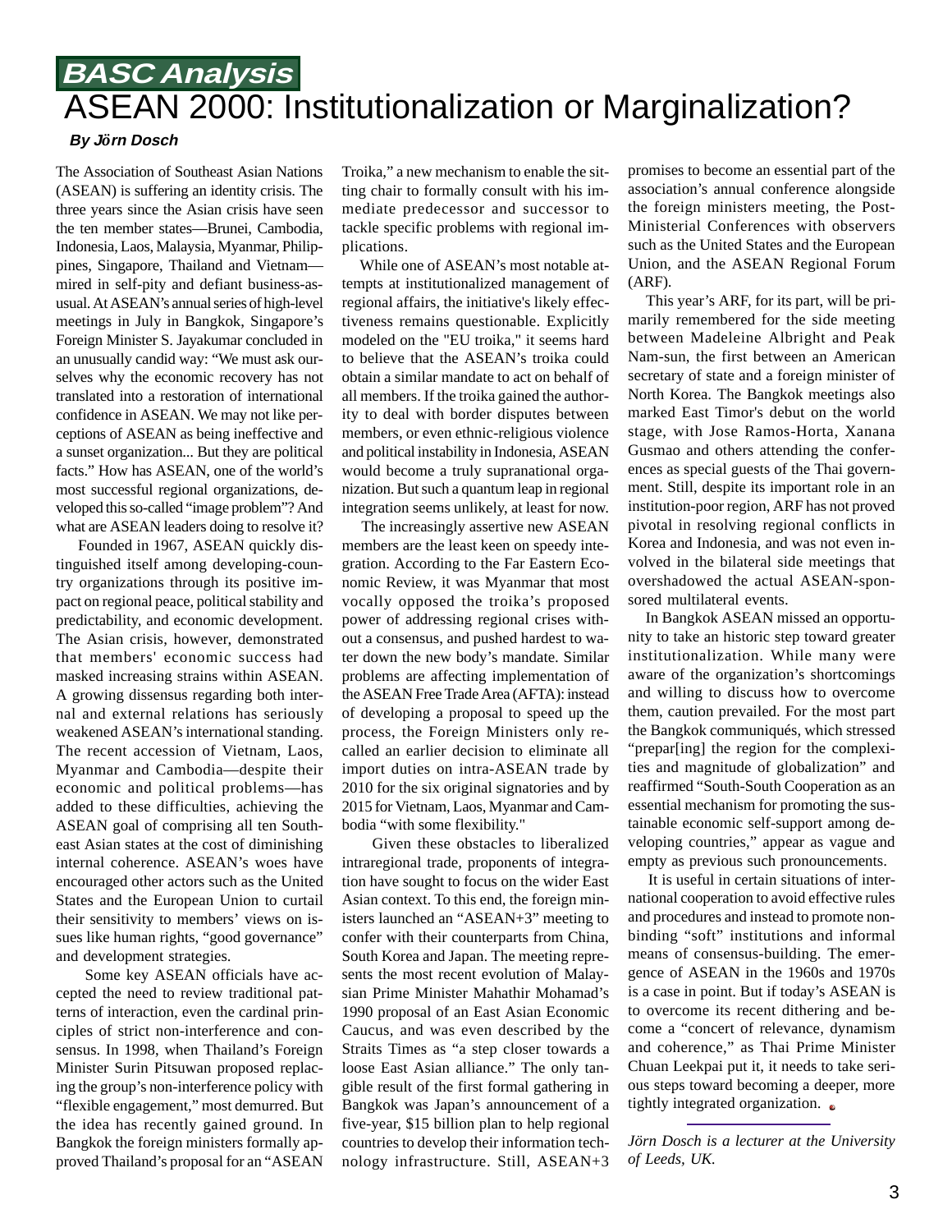**BASC Analysis**

# ASEAN 2000: Institutionalization or Marginalization?

***By Jörn Dosch***

The Association of Southeast Asian Nations (ASEAN) is suffering an identity crisis. The three years since the Asian crisis have seen the ten member states—Brunei, Cambodia, Indonesia, Laos, Malaysia, Myanmar, Philippines, Singapore, Thailand and Vietnam—mired in self-pity and defiant business-as-usual. At ASEAN's annual series of high-level meetings in July in Bangkok, Singapore's Foreign Minister S. Jayakumar concluded in an unusually candid way: "We must ask ourselves why the economic recovery has not translated into a restoration of international confidence in ASEAN. We may not like perceptions of ASEAN as being ineffective and a sunset organization... But they are political facts." How has ASEAN, one of the world's most successful regional organizations, developed this so-called "image problem"? And what are ASEAN leaders doing to resolve it?

Founded in 1967, ASEAN quickly distinguished itself among developing-country organizations through its positive impact on regional peace, political stability and predictability, and economic development. The Asian crisis, however, demonstrated that members' economic success had masked increasing strains within ASEAN. A growing dissensus regarding both internal and external relations has seriously weakened ASEAN's international standing. The recent accession of Vietnam, Laos, Myanmar and Cambodia—despite their economic and political problems—has added to these difficulties, achieving the ASEAN goal of comprising all ten Southeast Asian states at the cost of diminishing internal coherence. ASEAN's woes have encouraged other actors such as the United States and the European Union to curtail their sensitivity to members' views on issues like human rights, "good governance" and development strategies.

Some key ASEAN officials have accepted the need to review traditional patterns of interaction, even the cardinal principles of strict non-interference and consensus. In 1998, when Thailand's Foreign Minister Surin Pitsuwan proposed replacing the group's non-interference policy with "flexible engagement," most demurred. But the idea has recently gained ground. In Bangkok the foreign ministers formally approved Thailand's proposal for an "ASEAN Troika," a new mechanism to enable the sitting chair to formally consult with his immediate predecessor and successor to tackle specific problems with regional implications.

While one of ASEAN's most notable attempts at institutionalized management of regional affairs, the initiative's likely effectiveness remains questionable. Explicitly modeled on the "EU troika," it seems hard to believe that the ASEAN's troika could obtain a similar mandate to act on behalf of all members. If the troika gained the authority to deal with border disputes between members, or even ethnic-religious violence and political instability in Indonesia, ASEAN would become a truly supranational organization. But such a quantum leap in regional integration seems unlikely, at least for now.

The increasingly assertive new ASEAN members are the least keen on speedy integration. According to the Far Eastern Economic Review, it was Myanmar that most vocally opposed the troika's proposed power of addressing regional crises without a consensus, and pushed hardest to water down the new body's mandate. Similar problems are affecting implementation of the ASEAN Free Trade Area (AFTA): instead of developing a proposal to speed up the process, the Foreign Ministers only recalled an earlier decision to eliminate all import duties on intra-ASEAN trade by 2010 for the six original signatories and by 2015 for Vietnam, Laos, Myanmar and Cambodia "with some flexibility."

Given these obstacles to liberalized intraregional trade, proponents of integration have sought to focus on the wider East Asian context. To this end, the foreign ministers launched an "ASEAN+3" meeting to confer with their counterparts from China, South Korea and Japan. The meeting represents the most recent evolution of Malaysian Prime Minister Mahathir Mohamad's 1990 proposal of an East Asian Economic Caucus, and was even described by the Straits Times as "a step closer towards a loose East Asian alliance." The only tangible result of the first formal gathering in Bangkok was Japan's announcement of a five-year, $15 billion plan to help regional countries to develop their information technology infrastructure. Still, ASEAN+3 promises to become an essential part of the association's annual conference alongside the foreign ministers meeting, the Post-Ministerial Conferences with observers such as the United States and the European Union, and the ASEAN Regional Forum (ARF).

This year's ARF, for its part, will be primarily remembered for the side meeting between Madeleine Albright and Peak Nam-sun, the first between an American secretary of state and a foreign minister of North Korea. The Bangkok meetings also marked East Timor's debut on the world stage, with Jose Ramos-Horta, Xanana Gusmao and others attending the conferences as special guests of the Thai government. Still, despite its important role in an institution-poor region, ARF has not proved pivotal in resolving regional conflicts in Korea and Indonesia, and was not even involved in the bilateral side meetings that overshadowed the actual ASEAN-sponsored multilateral events.

In Bangkok ASEAN missed an opportunity to take an historic step toward greater institutionalization. While many were aware of the organization's shortcomings and willing to discuss how to overcome them, caution prevailed. For the most part the Bangkok communiqués, which stressed "prepar[ing] the region for the complexities and magnitude of globalization" and reaffirmed "South-South Cooperation as an essential mechanism for promoting the sustainable economic self-support among developing countries," appear as vague and empty as previous such pronouncements.

It is useful in certain situations of international cooperation to avoid effective rules and procedures and instead to promote non-binding "soft" institutions and informal means of consensus-building. The emergence of ASEAN in the 1960s and 1970s is a case in point. But if today's ASEAN is to overcome its recent dithering and become a "concert of relevance, dynamism and coherence," as Thai Prime Minister Chuan Leekpai put it, it needs to take serious steps toward becoming a deeper, more tightly integrated organization.

---

*Jörn Dosch is a lecturer at the University of Leeds, UK.*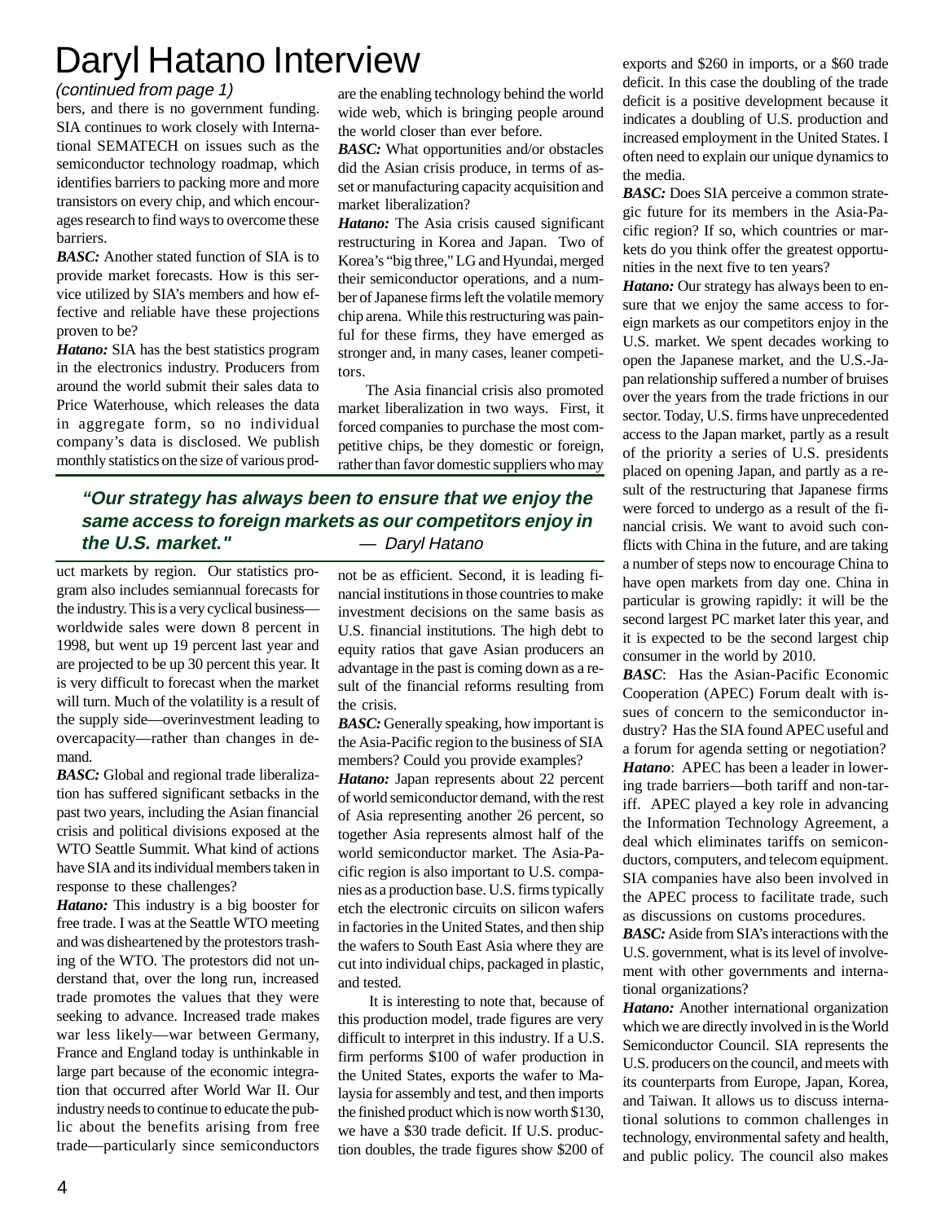# Daryl Hatano Interview

*(continued from page 1)*

bers, and there is no government funding. SIA continues to work closely with International SEMATECH on issues such as the semiconductor technology roadmap, which identifies barriers to packing more and more transistors on every chip, and which encourages research to find ways to overcome these barriers.

***BASC:*** Another stated function of SIA is to provide market forecasts. How is this service utilized by SIA's members and how effective and reliable have these projections proven to be?

***Hatano:*** SIA has the best statistics program in the electronics industry. Producers from around the world submit their sales data to Price Waterhouse, which releases the data in aggregate form, so no individual company's data is disclosed. We publish monthly statistics on the size of various product markets by region. Our statistics program also includes semiannual forecasts for the industry. This is a very cyclical business—worldwide sales were down 8 percent in 1998, but went up 19 percent last year and are projected to be up 30 percent this year. It is very difficult to forecast when the market will turn. Much of the volatility is a result of the supply side—overinvestment leading to overcapacity—rather than changes in demand.

***BASC:*** Global and regional trade liberalization has suffered significant setbacks in the past two years, including the Asian financial crisis and political divisions exposed at the WTO Seattle Summit. What kind of actions have SIA and its individual members taken in response to these challenges?

***Hatano:*** This industry is a big booster for free trade. I was at the Seattle WTO meeting and was disheartened by the protestors trashing of the WTO. The protestors did not understand that, over the long run, increased trade promotes the values that they were seeking to advance. Increased trade makes war less likely—war between Germany, France and England today is unthinkable in large part because of the economic integration that occurred after World War II. Our industry needs to continue to educate the public about the benefits arising from free trade—particularly since semiconductors are the enabling technology behind the world wide web, which is bringing people around the world closer than ever before.

***BASC:*** What opportunities and/or obstacles did the Asian crisis produce, in terms of asset or manufacturing capacity acquisition and market liberalization?

***Hatano:*** The Asia crisis caused significant restructuring in Korea and Japan. Two of Korea's "big three," LG and Hyundai, merged their semiconductor operations, and a number of Japanese firms left the volatile memory chip arena. While this restructuring was painful for these firms, they have emerged as stronger and, in many cases, leaner competitors.

The Asia financial crisis also promoted market liberalization in two ways. First, it forced companies to purchase the most competitive chips, be they domestic or foreign, rather than favor domestic suppliers who may not be as efficient. Second, it is leading financial institutions in those countries to make investment decisions on the same basis as U.S. financial institutions. The high debt to equity ratios that gave Asian producers an advantage in the past is coming down as a result of the financial reforms resulting from the crisis.

> ***"Our strategy has always been to ensure that we enjoy the same access to foreign markets as our competitors enjoy in the U.S. market."*** — *Daryl Hatano*

***BASC:*** Generally speaking, how important is the Asia-Pacific region to the business of SIA members? Could you provide examples?

***Hatano:*** Japan represents about 22 percent of world semiconductor demand, with the rest of Asia representing another 26 percent, so together Asia represents almost half of the world semiconductor market. The Asia-Pacific region is also important to U.S. companies as a production base. U.S. firms typically etch the electronic circuits on silicon wafers in factories in the United States, and then ship the wafers to South East Asia where they are cut into individual chips, packaged in plastic, and tested.

It is interesting to note that, because of this production model, trade figures are very difficult to interpret in this industry. If a U.S. firm performs $100 of wafer production in the United States, exports the wafer to Malaysia for assembly and test, and then imports the finished product which is now worth $130, we have a $30 trade deficit. If U.S. production doubles, the trade figures show $200 of exports and $260 in imports, or a $60 trade deficit. In this case the doubling of the trade deficit is a positive development because it indicates a doubling of U.S. production and increased employment in the United States. I often need to explain our unique dynamics to the media.

***BASC:*** Does SIA perceive a common strategic future for its members in the Asia-Pacific region? If so, which countries or markets do you think offer the greatest opportunities in the next five to ten years?

***Hatano:*** Our strategy has always been to ensure that we enjoy the same access to foreign markets as our competitors enjoy in the U.S. market. We spent decades working to open the Japanese market, and the U.S.-Japan relationship suffered a number of bruises over the years from the trade frictions in our sector. Today, U.S. firms have unprecedented access to the Japan market, partly as a result of the priority a series of U.S. presidents placed on opening Japan, and partly as a result of the restructuring that Japanese firms were forced to undergo as a result of the financial crisis. We want to avoid such conflicts with China in the future, and are taking a number of steps now to encourage China to have open markets from day one. China in particular is growing rapidly: it will be the second largest PC market later this year, and it is expected to be the second largest chip consumer in the world by 2010.

***BASC***: Has the Asian-Pacific Economic Cooperation (APEC) Forum dealt with issues of concern to the semiconductor industry? Has the SIA found APEC useful and a forum for agenda setting or negotiation?

***Hatano***: APEC has been a leader in lowering trade barriers—both tariff and non-tariff. APEC played a key role in advancing the Information Technology Agreement, a deal which eliminates tariffs on semiconductors, computers, and telecom equipment. SIA companies have also been involved in the APEC process to facilitate trade, such as discussions on customs procedures.

***BASC:*** Aside from SIA's interactions with the U.S. government, what is its level of involvement with other governments and international organizations?

***Hatano:*** Another international organization which we are directly involved in is the World Semiconductor Council. SIA represents the U.S. producers on the council, and meets with its counterparts from Europe, Japan, Korea, and Taiwan. It allows us to discuss international solutions to common challenges in technology, environmental safety and health, and public policy. The council also makes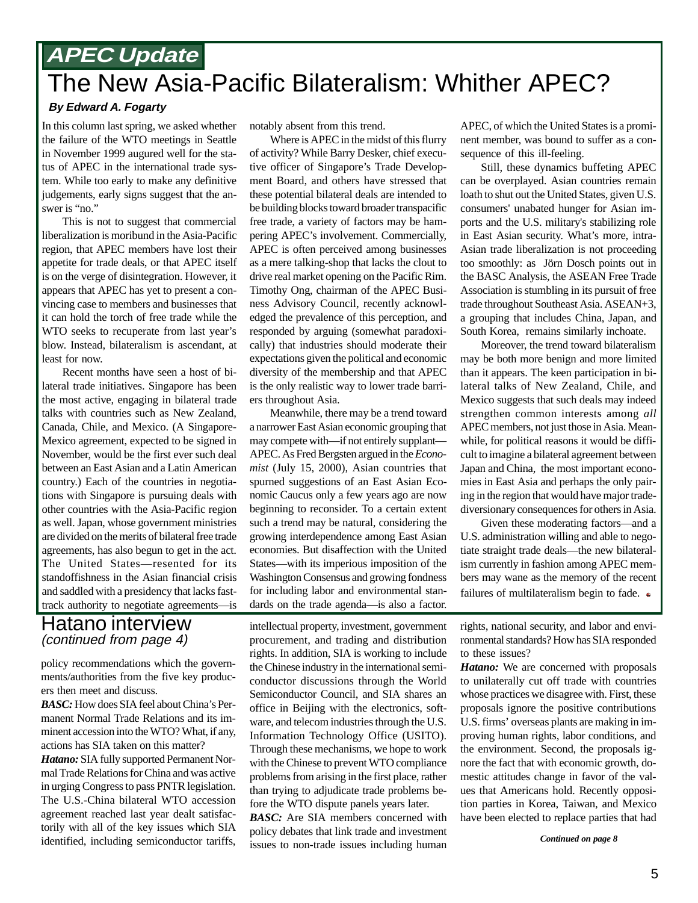## APEC Update

# The New Asia-Pacific Bilateralism: Whither APEC?

***By Edward A. Fogarty***

In this column last spring, we asked whether the failure of the WTO meetings in Seattle in November 1999 augured well for the status of APEC in the international trade system. While too early to make any definitive judgements, early signs suggest that the answer is "no."

This is not to suggest that commercial liberalization is moribund in the Asia-Pacific region, that APEC members have lost their appetite for trade deals, or that APEC itself is on the verge of disintegration. However, it appears that APEC has yet to present a convincing case to members and businesses that it can hold the torch of free trade while the WTO seeks to recuperate from last year's blow. Instead, bilateralism is ascendant, at least for now.

Recent months have seen a host of bilateral trade initiatives. Singapore has been the most active, engaging in bilateral trade talks with countries such as New Zealand, Canada, Chile, and Mexico. (A Singapore-Mexico agreement, expected to be signed in November, would be the first ever such deal between an East Asian and a Latin American country.) Each of the countries in negotiations with Singapore is pursuing deals with other countries with the Asia-Pacific region as well. Japan, whose government ministries are divided on the merits of bilateral free trade agreements, has also begun to get in the act. The United States—resented for its standoffishness in the Asian financial crisis and saddled with a presidency that lacks fast-track authority to negotiate agreements—is notably absent from this trend.

Where is APEC in the midst of this flurry of activity? While Barry Desker, chief executive officer of Singapore's Trade Development Board, and others have stressed that these potential bilateral deals are intended to be building blocks toward broader transpacific free trade, a variety of factors may be hampering APEC's involvement. Commercially, APEC is often perceived among businesses as a mere talking-shop that lacks the clout to drive real market opening on the Pacific Rim. Timothy Ong, chairman of the APEC Business Advisory Council, recently acknowledged the prevalence of this perception, and responded by arguing (somewhat paradoxically) that industries should moderate their expectations given the political and economic diversity of the membership and that APEC is the only realistic way to lower trade barriers throughout Asia.

Meanwhile, there may be a trend toward a narrower East Asian economic grouping that may compete with—if not entirely supplant—APEC. As Fred Bergsten argued in the *Economist* (July 15, 2000), Asian countries that spurned suggestions of an East Asian Economic Caucus only a few years ago are now beginning to reconsider. To a certain extent such a trend may be natural, considering the growing interdependence among East Asian economies. But disaffection with the United States—with its imperious imposition of the Washington Consensus and growing fondness for including labor and environmental standards on the trade agenda—is also a factor. APEC, of which the United States is a prominent member, was bound to suffer as a consequence of this ill-feeling.

Still, these dynamics buffeting APEC can be overplayed. Asian countries remain loath to shut out the United States, given U.S. consumers' unabated hunger for Asian imports and the U.S. military's stabilizing role in East Asian security. What's more, intra-Asian trade liberalization is not proceeding too smoothly: as Jörn Dosch points out in the BASC Analysis, the ASEAN Free Trade Association is stumbling in its pursuit of free trade throughout Southeast Asia. ASEAN+3, a grouping that includes China, Japan, and South Korea, remains similarly inchoate.

Moreover, the trend toward bilateralism may be both more benign and more limited than it appears. The keen participation in bilateral talks of New Zealand, Chile, and Mexico suggests that such deals may indeed strengthen common interests among *all* APEC members, not just those in Asia. Meanwhile, for political reasons it would be difficult to imagine a bilateral agreement between Japan and China, the most important economies in East Asia and perhaps the only pairing in the region that would have major trade-diversionary consequences for others in Asia.

Given these moderating factors—and a U.S. administration willing and able to negotiate straight trade deals—the new bilateralism currently in fashion among APEC members may wane as the memory of the recent failures of multilateralism begin to fade.

## Hatano interview

*(continued from page 4)*

policy recommendations which the governments/authorities from the five key producers then meet and discuss.

***BASC:*** How does SIA feel about China's Permanent Normal Trade Relations and its imminent accession into the WTO? What, if any, actions has SIA taken on this matter?

***Hatano:*** SIA fully supported Permanent Normal Trade Relations for China and was active in urging Congress to pass PNTR legislation. The U.S.-China bilateral WTO accession agreement reached last year dealt satisfactorily with all of the key issues which SIA identified, including semiconductor tariffs, intellectual property, investment, government procurement, and trading and distribution rights. In addition, SIA is working to include the Chinese industry in the international semiconductor discussions through the World Semiconductor Council, and SIA shares an office in Beijing with the electronics, software, and telecom industries through the U.S. Information Technology Office (USITO). Through these mechanisms, we hope to work with the Chinese to prevent WTO compliance problems from arising in the first place, rather than trying to adjudicate trade problems before the WTO dispute panels years later.

***BASC:*** Are SIA members concerned with policy debates that link trade and investment issues to non-trade issues including human rights, national security, and labor and environmental standards? How has SIA responded to these issues?

***Hatano:*** We are concerned with proposals to unilaterally cut off trade with countries whose practices we disagree with. First, these proposals ignore the positive contributions U.S. firms' overseas plants are making in improving human rights, labor conditions, and the environment. Second, the proposals ignore the fact that with economic growth, domestic attitudes change in favor of the values that Americans hold. Recently opposition parties in Korea, Taiwan, and Mexico have been elected to replace parties that had

***Continued on page 8***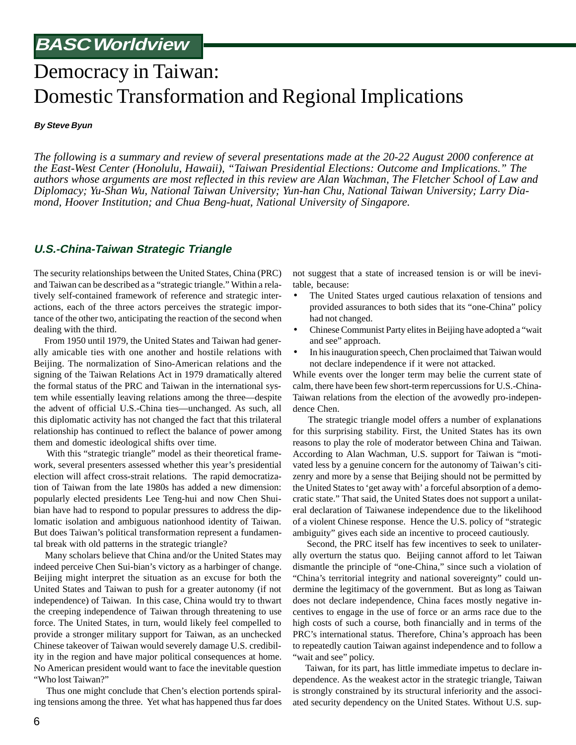# BASC Worldview

# Democracy in Taiwan: Domestic Transformation and Regional Implications

***By Steve Byun***

*The following is a summary and review of several presentations made at the 20-22 August 2000 conference at the East-West Center (Honolulu, Hawaii), "Taiwan Presidential Elections: Outcome and Implications." The authors whose arguments are most reflected in this review are Alan Wachman, The Fletcher School of Law and Diplomacy; Yu-Shan Wu, National Taiwan University; Yun-han Chu, National Taiwan University; Larry Diamond, Hoover Institution; and Chua Beng-huat, National University of Singapore.*

## U.S.-China-Taiwan Strategic Triangle

The security relationships between the United States, China (PRC) and Taiwan can be described as a "strategic triangle." Within a relatively self-contained framework of reference and strategic interactions, each of the three actors perceives the strategic importance of the other two, anticipating the reaction of the second when dealing with the third.

From 1950 until 1979, the United States and Taiwan had generally amicable ties with one another and hostile relations with Beijing. The normalization of Sino-American relations and the signing of the Taiwan Relations Act in 1979 dramatically altered the formal status of the PRC and Taiwan in the international system while essentially leaving relations among the three—despite the advent of official U.S.-China ties—unchanged. As such, all this diplomatic activity has not changed the fact that this trilateral relationship has continued to reflect the balance of power among them and domestic ideological shifts over time.

With this "strategic triangle" model as their theoretical framework, several presenters assessed whether this year's presidential election will affect cross-strait relations. The rapid democratization of Taiwan from the late 1980s has added a new dimension: popularly elected presidents Lee Teng-hui and now Chen Shui-bian have had to respond to popular pressures to address the diplomatic isolation and ambiguous nationhood identity of Taiwan. But does Taiwan's political transformation represent a fundamental break with old patterns in the strategic triangle?

Many scholars believe that China and/or the United States may indeed perceive Chen Sui-bian's victory as a harbinger of change. Beijing might interpret the situation as an excuse for both the United States and Taiwan to push for a greater autonomy (if not independence) of Taiwan. In this case, China would try to thwart the creeping independence of Taiwan through threatening to use force. The United States, in turn, would likely feel compelled to provide a stronger military support for Taiwan, as an unchecked Chinese takeover of Taiwan would severely damage U.S. credibility in the region and have major political consequences at home. No American president would want to face the inevitable question "Who lost Taiwan?"

Thus one might conclude that Chen's election portends spiraling tensions among the three. Yet what has happened thus far does not suggest that a state of increased tension is or will be inevitable, because:

- The United States urged cautious relaxation of tensions and provided assurances to both sides that its "one-China" policy had not changed.
- Chinese Communist Party elites in Beijing have adopted a "wait and see" approach.
- In his inauguration speech, Chen proclaimed that Taiwan would not declare independence if it were not attacked.

While events over the longer term may belie the current state of calm, there have been few short-term repercussions for U.S.-China-Taiwan relations from the election of the avowedly pro-independence Chen.

The strategic triangle model offers a number of explanations for this surprising stability. First, the United States has its own reasons to play the role of moderator between China and Taiwan. According to Alan Wachman, U.S. support for Taiwan is "motivated less by a genuine concern for the autonomy of Taiwan's citizenry and more by a sense that Beijing should not be permitted by the United States to 'get away with' a forceful absorption of a democratic state." That said, the United States does not support a unilateral declaration of Taiwanese independence due to the likelihood of a violent Chinese response. Hence the U.S. policy of "strategic ambiguity" gives each side an incentive to proceed cautiously.

Second, the PRC itself has few incentives to seek to unilaterally overturn the status quo. Beijing cannot afford to let Taiwan dismantle the principle of "one-China," since such a violation of "China's territorial integrity and national sovereignty" could undermine the legitimacy of the government. But as long as Taiwan does not declare independence, China faces mostly negative incentives to engage in the use of force or an arms race due to the high costs of such a course, both financially and in terms of the PRC's international status. Therefore, China's approach has been to repeatedly caution Taiwan against independence and to follow a "wait and see" policy.

Taiwan, for its part, has little immediate impetus to declare independence. As the weakest actor in the strategic triangle, Taiwan is strongly constrained by its structural inferiority and the associated security dependency on the United States. Without U.S. sup-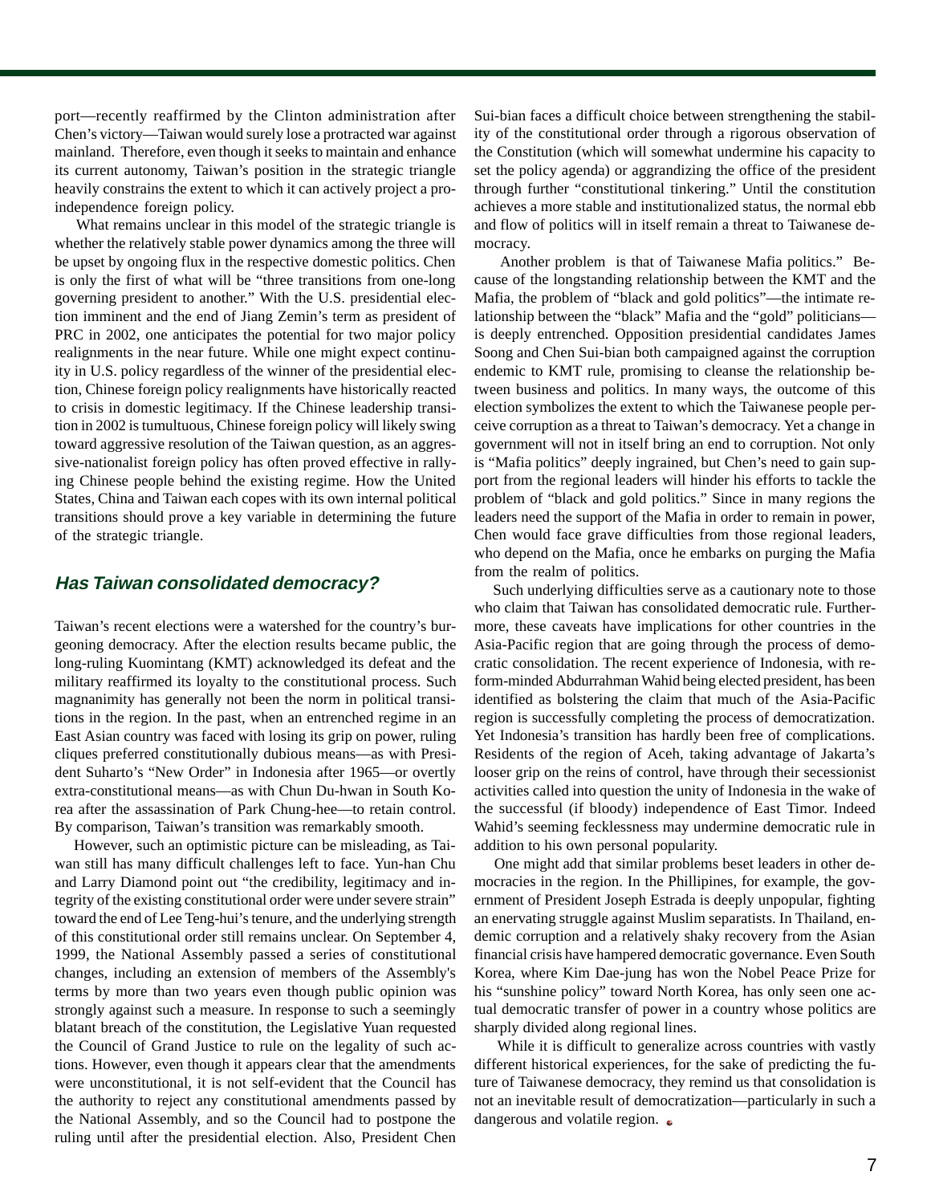port—recently reaffirmed by the Clinton administration after Chen's victory—Taiwan would surely lose a protracted war against mainland. Therefore, even though it seeks to maintain and enhance its current autonomy, Taiwan's position in the strategic triangle heavily constrains the extent to which it can actively project a pro-independence foreign policy.

What remains unclear in this model of the strategic triangle is whether the relatively stable power dynamics among the three will be upset by ongoing flux in the respective domestic politics. Chen is only the first of what will be "three transitions from one-long governing president to another." With the U.S. presidential election imminent and the end of Jiang Zemin's term as president of PRC in 2002, one anticipates the potential for two major policy realignments in the near future. While one might expect continuity in U.S. policy regardless of the winner of the presidential election, Chinese foreign policy realignments have historically reacted to crisis in domestic legitimacy. If the Chinese leadership transition in 2002 is tumultuous, Chinese foreign policy will likely swing toward aggressive resolution of the Taiwan question, as an aggressive-nationalist foreign policy has often proved effective in rallying Chinese people behind the existing regime. How the United States, China and Taiwan each copes with its own internal political transitions should prove a key variable in determining the future of the strategic triangle.

## *Has Taiwan consolidated democracy?*

Taiwan's recent elections were a watershed for the country's burgeoning democracy. After the election results became public, the long-ruling Kuomintang (KMT) acknowledged its defeat and the military reaffirmed its loyalty to the constitutional process. Such magnanimity has generally not been the norm in political transitions in the region. In the past, when an entrenched regime in an East Asian country was faced with losing its grip on power, ruling cliques preferred constitutionally dubious means—as with President Suharto's "New Order" in Indonesia after 1965—or overtly extra-constitutional means—as with Chun Du-hwan in South Korea after the assassination of Park Chung-hee—to retain control. By comparison, Taiwan's transition was remarkably smooth.

However, such an optimistic picture can be misleading, as Taiwan still has many difficult challenges left to face. Yun-han Chu and Larry Diamond point out "the credibility, legitimacy and integrity of the existing constitutional order were under severe strain" toward the end of Lee Teng-hui's tenure, and the underlying strength of this constitutional order still remains unclear. On September 4, 1999, the National Assembly passed a series of constitutional changes, including an extension of members of the Assembly's terms by more than two years even though public opinion was strongly against such a measure. In response to such a seemingly blatant breach of the constitution, the Legislative Yuan requested the Council of Grand Justice to rule on the legality of such actions. However, even though it appears clear that the amendments were unconstitutional, it is not self-evident that the Council has the authority to reject any constitutional amendments passed by the National Assembly, and so the Council had to postpone the ruling until after the presidential election. Also, President Chen Sui-bian faces a difficult choice between strengthening the stability of the constitutional order through a rigorous observation of the Constitution (which will somewhat undermine his capacity to set the policy agenda) or aggrandizing the office of the president through further "constitutional tinkering." Until the constitution achieves a more stable and institutionalized status, the normal ebb and flow of politics will in itself remain a threat to Taiwanese democracy.

Another problem is that of Taiwanese Mafia politics." Because of the longstanding relationship between the KMT and the Mafia, the problem of "black and gold politics"—the intimate relationship between the "black" Mafia and the "gold" politicians—is deeply entrenched. Opposition presidential candidates James Soong and Chen Sui-bian both campaigned against the corruption endemic to KMT rule, promising to cleanse the relationship between business and politics. In many ways, the outcome of this election symbolizes the extent to which the Taiwanese people perceive corruption as a threat to Taiwan's democracy. Yet a change in government will not in itself bring an end to corruption. Not only is "Mafia politics" deeply ingrained, but Chen's need to gain support from the regional leaders will hinder his efforts to tackle the problem of "black and gold politics." Since in many regions the leaders need the support of the Mafia in order to remain in power, Chen would face grave difficulties from those regional leaders, who depend on the Mafia, once he embarks on purging the Mafia from the realm of politics.

Such underlying difficulties serve as a cautionary note to those who claim that Taiwan has consolidated democratic rule. Furthermore, these caveats have implications for other countries in the Asia-Pacific region that are going through the process of democratic consolidation. The recent experience of Indonesia, with reform-minded Abdurrahman Wahid being elected president, has been identified as bolstering the claim that much of the Asia-Pacific region is successfully completing the process of democratization. Yet Indonesia's transition has hardly been free of complications. Residents of the region of Aceh, taking advantage of Jakarta's looser grip on the reins of control, have through their secessionist activities called into question the unity of Indonesia in the wake of the successful (if bloody) independence of East Timor. Indeed Wahid's seeming fecklessness may undermine democratic rule in addition to his own personal popularity.

One might add that similar problems beset leaders in other democracies in the region. In the Phillipines, for example, the government of President Joseph Estrada is deeply unpopular, fighting an enervating struggle against Muslim separatists. In Thailand, endemic corruption and a relatively shaky recovery from the Asian financial crisis have hampered democratic governance. Even South Korea, where Kim Dae-jung has won the Nobel Peace Prize for his "sunshine policy" toward North Korea, has only seen one actual democratic transfer of power in a country whose politics are sharply divided along regional lines.

While it is difficult to generalize across countries with vastly different historical experiences, for the sake of predicting the future of Taiwanese democracy, they remind us that consolidation is not an inevitable result of democratization—particularly in such a dangerous and volatile region.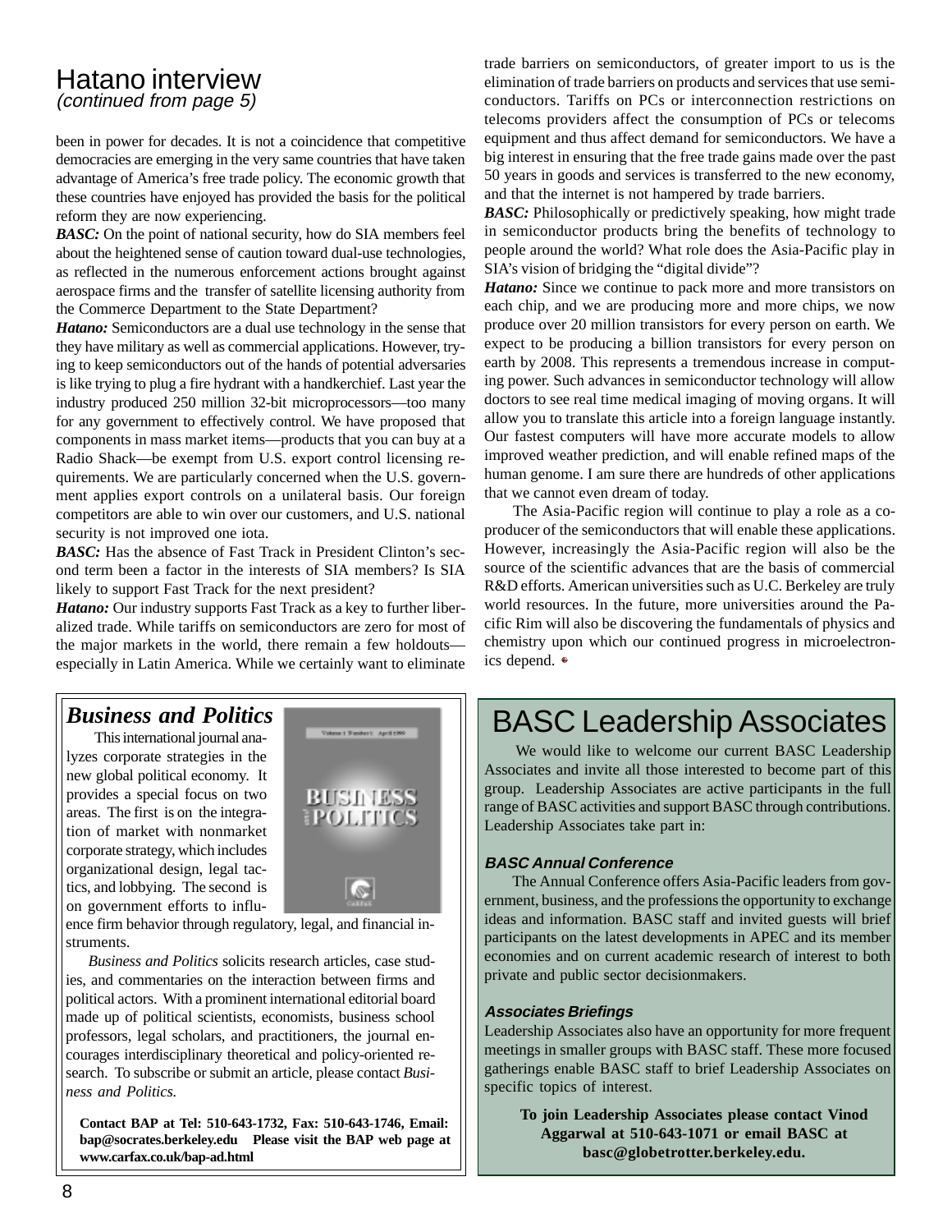## Hatano interview

*(continued from page 5)*

been in power for decades. It is not a coincidence that competitive democracies are emerging in the very same countries that have taken advantage of America's free trade policy. The economic growth that these countries have enjoyed has provided the basis for the political reform they are now experiencing.

***BASC:*** On the point of national security, how do SIA members feel about the heightened sense of caution toward dual-use technologies, as reflected in the numerous enforcement actions brought against aerospace firms and the transfer of satellite licensing authority from the Commerce Department to the State Department?

***Hatano:*** Semiconductors are a dual use technology in the sense that they have military as well as commercial applications. However, trying to keep semiconductors out of the hands of potential adversaries is like trying to plug a fire hydrant with a handkerchief. Last year the industry produced 250 million 32-bit microprocessors—too many for any government to effectively control. We have proposed that components in mass market items—products that you can buy at a Radio Shack—be exempt from U.S. export control licensing requirements. We are particularly concerned when the U.S. government applies export controls on a unilateral basis. Our foreign competitors are able to win over our customers, and U.S. national security is not improved one iota.

***BASC:*** Has the absence of Fast Track in President Clinton's second term been a factor in the interests of SIA members? Is SIA likely to support Fast Track for the next president?

***Hatano:*** Our industry supports Fast Track as a key to further liberalized trade. While tariffs on semiconductors are zero for most of the major markets in the world, there remain a few holdouts—especially in Latin America. While we certainly want to eliminate trade barriers on semiconductors, of greater import to us is the elimination of trade barriers on products and services that use semiconductors. Tariffs on PCs or interconnection restrictions on telecoms providers affect the consumption of PCs or telecoms equipment and thus affect demand for semiconductors. We have a big interest in ensuring that the free trade gains made over the past 50 years in goods and services is transferred to the new economy, and that the internet is not hampered by trade barriers.

***BASC:*** Philosophically or predictively speaking, how might trade in semiconductor products bring the benefits of technology to people around the world? What role does the Asia-Pacific play in SIA's vision of bridging the "digital divide"?

***Hatano:*** Since we continue to pack more and more transistors on each chip, and we are producing more and more chips, we now produce over 20 million transistors for every person on earth. We expect to be producing a billion transistors for every person on earth by 2008. This represents a tremendous increase in computing power. Such advances in semiconductor technology will allow doctors to see real time medical imaging of moving organs. It will allow you to translate this article into a foreign language instantly. Our fastest computers will have more accurate models to allow improved weather prediction, and will enable refined maps of the human genome. I am sure there are hundreds of other applications that we cannot even dream of today.

The Asia-Pacific region will continue to play a role as a co-producer of the semiconductors that will enable these applications. However, increasingly the Asia-Pacific region will also be the source of the scientific advances that are the basis of commercial R&D efforts. American universities such as U.C. Berkeley are truly world resources. In the future, more universities around the Pacific Rim will also be discovering the fundamentals of physics and chemistry upon which our continued progress in microelectronics depend.

## *Business and Politics*

This international journal analyzes corporate strategies in the new global political economy. It provides a special focus on two areas. The first is on the integration of market with nonmarket corporate strategy, which includes organizational design, legal tactics, and lobbying. The second is on government efforts to influence firm behavior through regulatory, legal, and financial instruments.

*Business and Politics* solicits research articles, case studies, and commentaries on the interaction between firms and political actors. With a prominent international editorial board made up of political scientists, economists, business school professors, legal scholars, and practitioners, the journal encourages interdisciplinary theoretical and policy-oriented research. To subscribe or submit an article, please contact *Business and Politics.*

**Contact BAP at Tel: 510-643-1732, Fax: 510-643-1746, Email: bap@socrates.berkeley.edu Please visit the BAP web page at www.carfax.co.uk/bap-ad.html**

## BASC Leadership Associates

We would like to welcome our current BASC Leadership Associates and invite all those interested to become part of this group. Leadership Associates are active participants in the full range of BASC activities and support BASC through contributions. Leadership Associates take part in:

### *BASC Annual Conference*

The Annual Conference offers Asia-Pacific leaders from government, business, and the professions the opportunity to exchange ideas and information. BASC staff and invited guests will brief participants on the latest developments in APEC and its member economies and on current academic research of interest to both private and public sector decisionmakers.

### *Associates Briefings*

Leadership Associates also have an opportunity for more frequent meetings in smaller groups with BASC staff. These more focused gatherings enable BASC staff to brief Leadership Associates on specific topics of interest.

**To join Leadership Associates please contact Vinod Aggarwal at 510-643-1071 or email BASC at basc@globetrotter.berkeley.edu.**